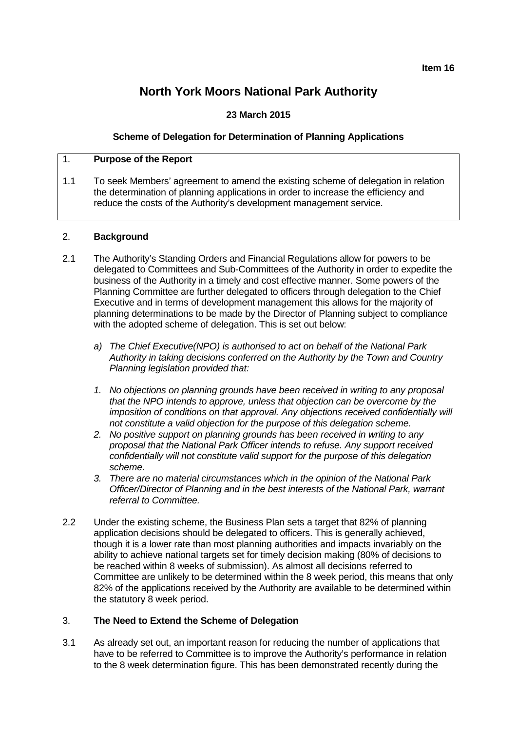**Item 16**

# North York Moors National Park Authority

**23 March 2015**

**Scheme of Delegation for Determination of Planning Applications**

## 1. Purpose of the Report

1.1 To seek Members' agreement to amend the existing scheme of delegation in relation the determination of planning applications in order to increase the efficiency and reduce the costs of the Authority's development management service.

## 2. Background

2.1 The Authority's Standing Orders and Financial Regulations allow for powers to be delegated to Committees and Sub-Committees of the Authority in order to expedite the business of the Authority in a timely and cost effective manner. Some powers of the Planning Committee are further delegated to officers through delegation to the Chief Executive and in terms of development management this allows for the majority of planning determinations to be made by the Director of Planning subject to compliance with the adopted scheme of delegation. This is set out below:

*a) The Chief Executive(NPO) is authorised to act on behalf of the National Park Authority in taking decisions conferred on the Authority by the Town and Country Planning legislation provided that:*

1. *No objections on planning grounds have been received in writing to any proposal that the NPO intends to approve, unless that objection can be overcome by the imposition of conditions on that approval. Any objections received confidentially will not constitute a valid objection for the purpose of this delegation scheme.*
2. *No positive support on planning grounds has been received in writing to any proposal that the National Park Officer intends to refuse. Any support received confidentially will not constitute valid support for the purpose of this delegation scheme.*
3. *There are no material circumstances which in the opinion of the National Park Officer/Director of Planning and in the best interests of the National Park, warrant referral to Committee.*

2.2 Under the existing scheme, the Business Plan sets a target that 82% of planning application decisions should be delegated to officers. This is generally achieved, though it is a lower rate than most planning authorities and impacts invariably on the ability to achieve national targets set for timely decision making (80% of decisions to be reached within 8 weeks of submission). As almost all decisions referred to Committee are unlikely to be determined within the 8 week period, this means that only 82% of the applications received by the Authority are available to be determined within the statutory 8 week period.

## 3. The Need to Extend the Scheme of Delegation

3.1 As already set out, an important reason for reducing the number of applications that have to be referred to Committee is to improve the Authority's performance in relation to the 8 week determination figure. This has been demonstrated recently during the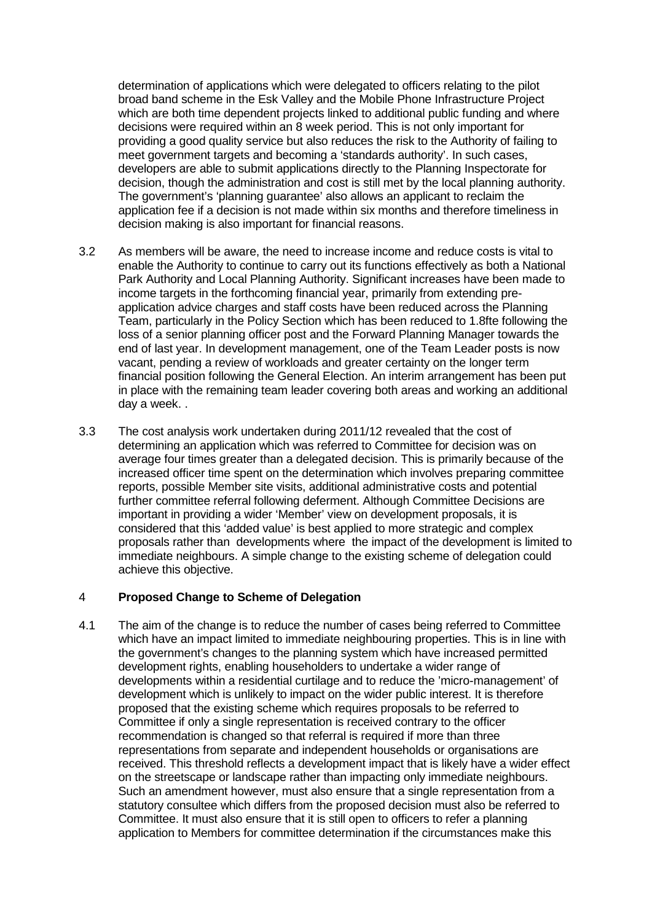determination of applications which were delegated to officers relating to the pilot broad band scheme in the Esk Valley and the Mobile Phone Infrastructure Project which are both time dependent projects linked to additional public funding and where decisions were required within an 8 week period. This is not only important for providing a good quality service but also reduces the risk to the Authority of failing to meet government targets and becoming a 'standards authority'. In such cases, developers are able to submit applications directly to the Planning Inspectorate for decision, though the administration and cost is still met by the local planning authority. The government's 'planning guarantee' also allows an applicant to reclaim the application fee if a decision is not made within six months and therefore timeliness in decision making is also important for financial reasons.

3.2 As members will be aware, the need to increase income and reduce costs is vital to enable the Authority to continue to carry out its functions effectively as both a National Park Authority and Local Planning Authority. Significant increases have been made to income targets in the forthcoming financial year, primarily from extending pre-application advice charges and staff costs have been reduced across the Planning Team, particularly in the Policy Section which has been reduced to 1.8fte following the loss of a senior planning officer post and the Forward Planning Manager towards the end of last year. In development management, one of the Team Leader posts is now vacant, pending a review of workloads and greater certainty on the longer term financial position following the General Election. An interim arrangement has been put in place with the remaining team leader covering both areas and working an additional day a week. .

3.3 The cost analysis work undertaken during 2011/12 revealed that the cost of determining an application which was referred to Committee for decision was on average four times greater than a delegated decision. This is primarily because of the increased officer time spent on the determination which involves preparing committee reports, possible Member site visits, additional administrative costs and potential further committee referral following deferment. Although Committee Decisions are important in providing a wider 'Member' view on development proposals, it is considered that this 'added value' is best applied to more strategic and complex proposals rather than developments where the impact of the development is limited to immediate neighbours. A simple change to the existing scheme of delegation could achieve this objective.

## 4 Proposed Change to Scheme of Delegation

4.1 The aim of the change is to reduce the number of cases being referred to Committee which have an impact limited to immediate neighbouring properties. This is in line with the government's changes to the planning system which have increased permitted development rights, enabling householders to undertake a wider range of developments within a residential curtilage and to reduce the 'micro-management' of development which is unlikely to impact on the wider public interest. It is therefore proposed that the existing scheme which requires proposals to be referred to Committee if only a single representation is received contrary to the officer recommendation is changed so that referral is required if more than three representations from separate and independent households or organisations are received. This threshold reflects a development impact that is likely have a wider effect on the streetscape or landscape rather than impacting only immediate neighbours. Such an amendment however, must also ensure that a single representation from a statutory consultee which differs from the proposed decision must also be referred to Committee. It must also ensure that it is still open to officers to refer a planning application to Members for committee determination if the circumstances make this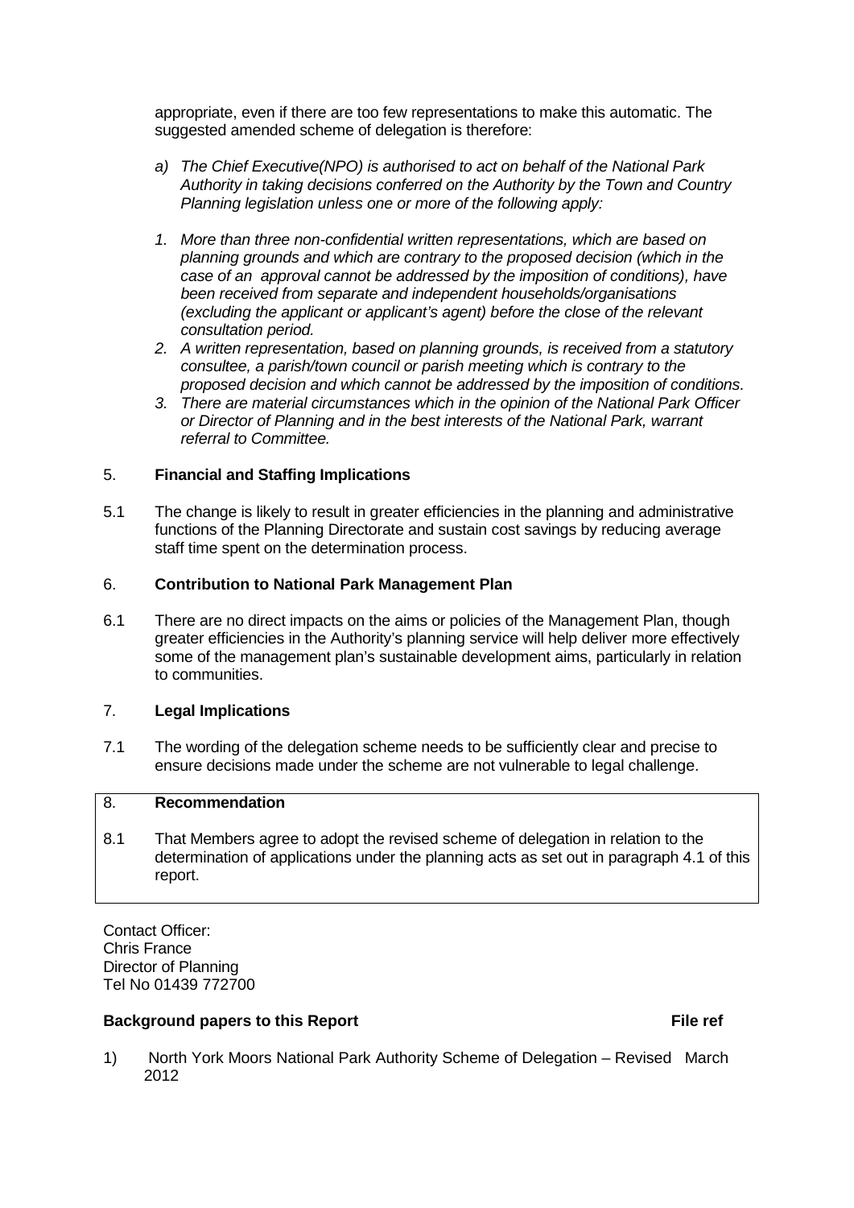appropriate, even if there are too few representations to make this automatic. The suggested amended scheme of delegation is therefore:

*a) The Chief Executive(NPO) is authorised to act on behalf of the National Park Authority in taking decisions conferred on the Authority by the Town and Country Planning legislation unless one or more of the following apply:*

*1. More than three non-confidential written representations, which are based on planning grounds and which are contrary to the proposed decision (which in the case of an approval cannot be addressed by the imposition of conditions), have been received from separate and independent households/organisations (excluding the applicant or applicant's agent) before the close of the relevant consultation period.*

*2. A written representation, based on planning grounds, is received from a statutory consultee, a parish/town council or parish meeting which is contrary to the proposed decision and which cannot be addressed by the imposition of conditions.*

*3. There are material circumstances which in the opinion of the National Park Officer or Director of Planning and in the best interests of the National Park, warrant referral to Committee.*

## 5. Financial and Staffing Implications

5.1 The change is likely to result in greater efficiencies in the planning and administrative functions of the Planning Directorate and sustain cost savings by reducing average staff time spent on the determination process.

## 6. Contribution to National Park Management Plan

6.1 There are no direct impacts on the aims or policies of the Management Plan, though greater efficiencies in the Authority's planning service will help deliver more effectively some of the management plan's sustainable development aims, particularly in relation to communities.

## 7. Legal Implications

7.1 The wording of the delegation scheme needs to be sufficiently clear and precise to ensure decisions made under the scheme are not vulnerable to legal challenge.

## 8. Recommendation

8.1 That Members agree to adopt the revised scheme of delegation in relation to the determination of applications under the planning acts as set out in paragraph 4.1 of this report.

Contact Officer:
Chris France
Director of Planning
Tel No 01439 772700

**Background papers to this Report** **File ref**

1) North York Moors National Park Authority Scheme of Delegation – Revised March 2012